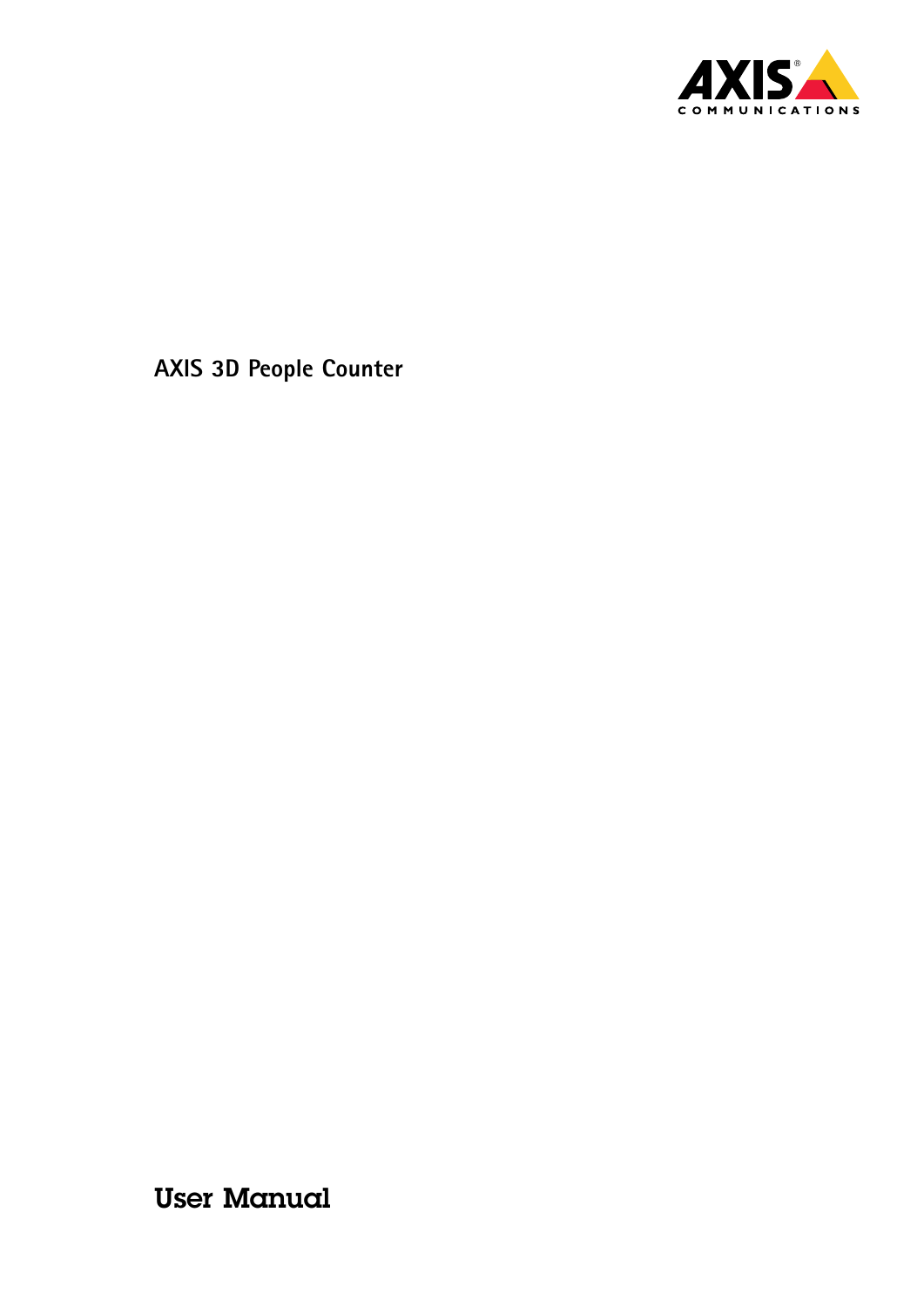# AXIS 3D People Counter

## User Manual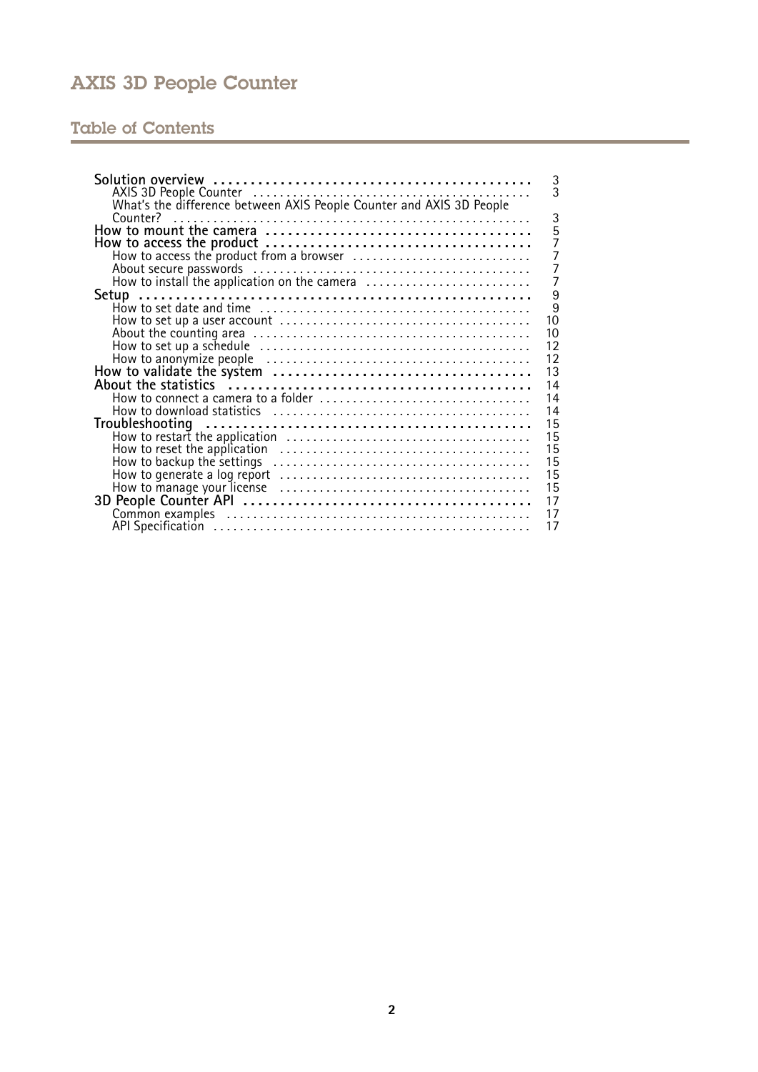# AXIS 3D People Counter

## Table of Contents

- **Solution overview** ... 3
  - AXIS 3D People Counter ... 3
  - What's the difference between AXIS People Counter and AXIS 3D People Counter? ... 3
- **How to mount the camera** ... 5
- **How to access the product** ... 7
  - How to access the product from a browser ... 7
  - About secure passwords ... 7
  - How to install the application on the camera ... 7
- **Setup** ... 9
  - How to set date and time ... 9
  - How to set up a user account ... 10
  - About the counting area ... 10
  - How to set up a schedule ... 12
  - How to anonymize people ... 12
- **How to validate the system** ... 13
- **About the statistics** ... 14
  - How to connect a camera to a folder ... 14
  - How to download statistics ... 14
- **Troubleshooting** ... 15
  - How to restart the application ... 15
  - How to reset the application ... 15
  - How to backup the settings ... 15
  - How to generate a log report ... 15
  - How to manage your license ... 15
- **3D People Counter API** ... 17
  - Common examples ... 17
  - API Specification ... 17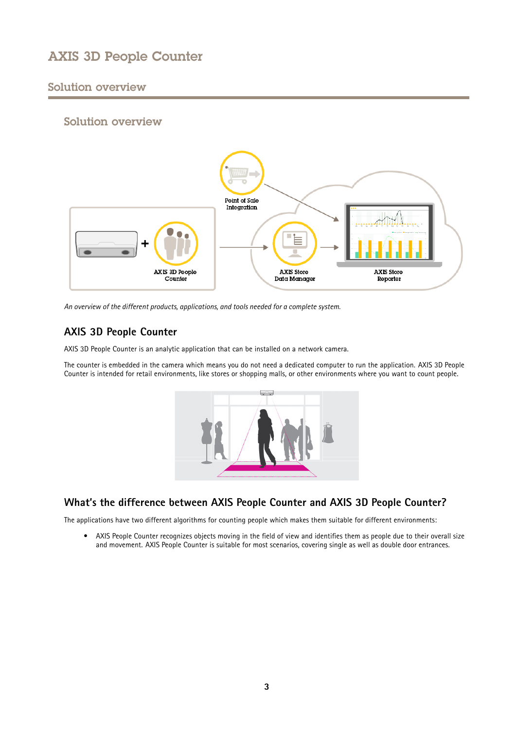# AXIS 3D People Counter

## Solution overview

### Solution overview

*An overview of the different products, applications, and tools needed for a complete system.*

### AXIS 3D People Counter

AXIS 3D People Counter is an analytic application that can be installed on a network camera.

The counter is embedded in the camera which means you do not need a dedicated computer to run the application. AXIS 3D People Counter is intended for retail environments, like stores or shopping malls, or other environments where you want to count people.

### What's the difference between AXIS People Counter and AXIS 3D People Counter?

The applications have two different algorithms for counting people which makes them suitable for different environments:

- AXIS People Counter recognizes objects moving in the field of view and identifies them as people due to their overall size and movement. AXIS People Counter is suitable for most scenarios, covering single as well as double door entrances.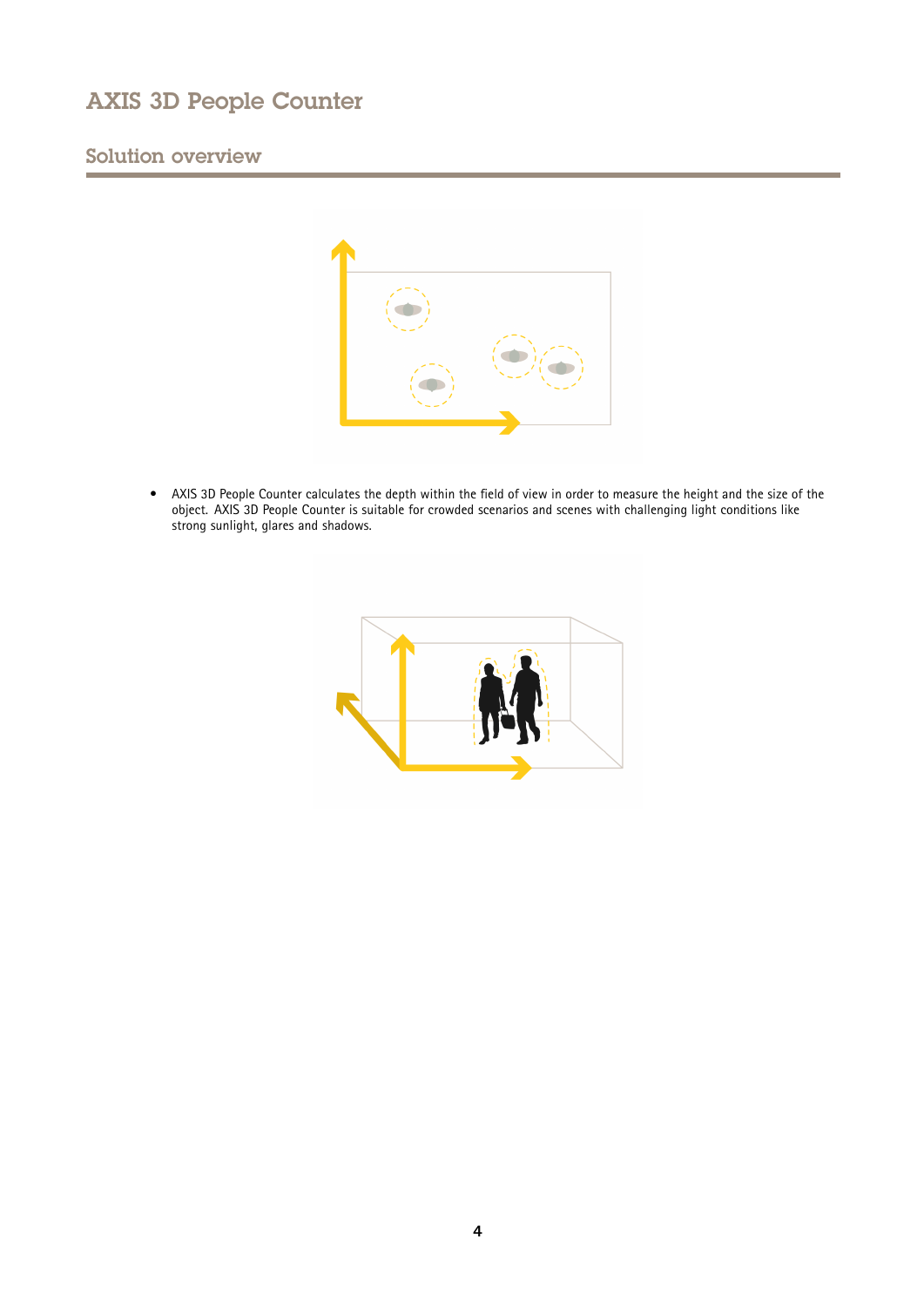## Solution overview

- AXIS 3D People Counter calculates the depth within the field of view in order to measure the height and the size of the object. AXIS 3D People Counter is suitable for crowded scenarios and scenes with challenging light conditions like strong sunlight, glares and shadows.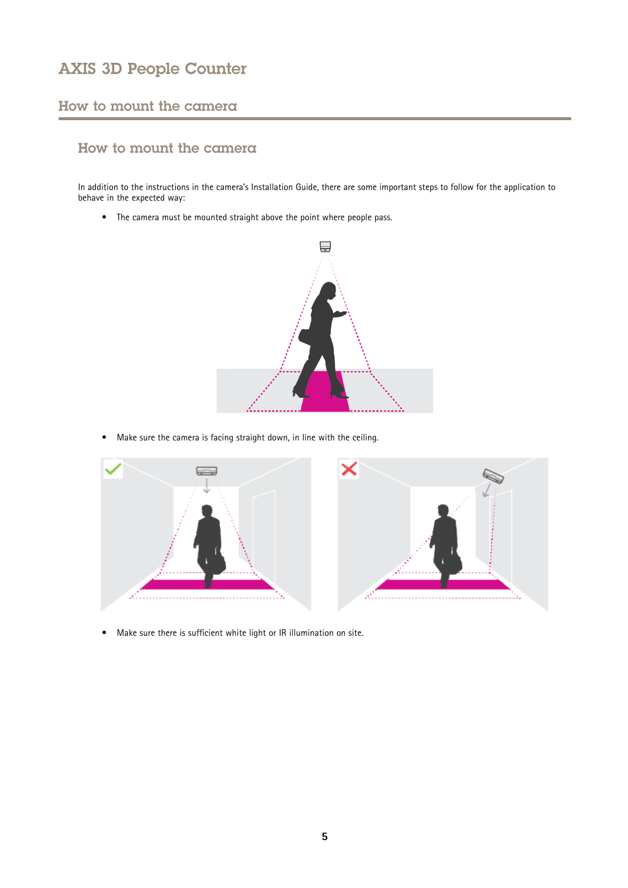## How to mount the camera

### How to mount the camera

In addition to the instructions in the camera's Installation Guide, there are some important steps to follow for the application to behave in the expected way:

- The camera must be mounted straight above the point where people pass.
- Make sure the camera is facing straight down, in line with the ceiling.
- Make sure there is sufficient white light or IR illumination on site.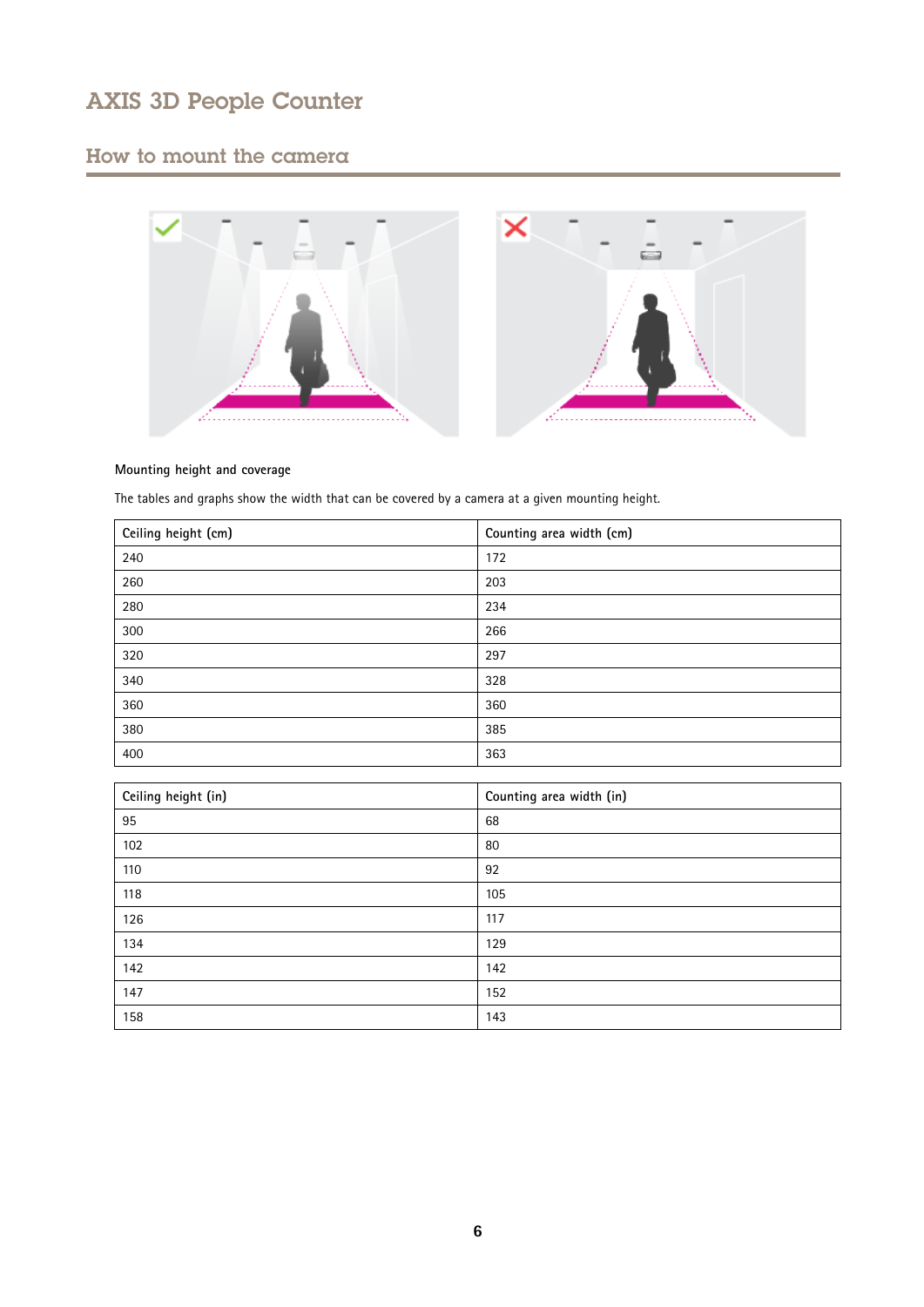# AXIS 3D People Counter

## How to mount the camera

### Mounting height and coverage

The tables and graphs show the width that can be covered by a camera at a given mounting height.

| Ceiling height (cm) | Counting area width (cm) |
|---|---|
| 240 | 172 |
| 260 | 203 |
| 280 | 234 |
| 300 | 266 |
| 320 | 297 |
| 340 | 328 |
| 360 | 360 |
| 380 | 385 |
| 400 | 363 |

| Ceiling height (in) | Counting area width (in) |
|---|---|
| 95 | 68 |
| 102 | 80 |
| 110 | 92 |
| 118 | 105 |
| 126 | 117 |
| 134 | 129 |
| 142 | 142 |
| 147 | 152 |
| 158 | 143 |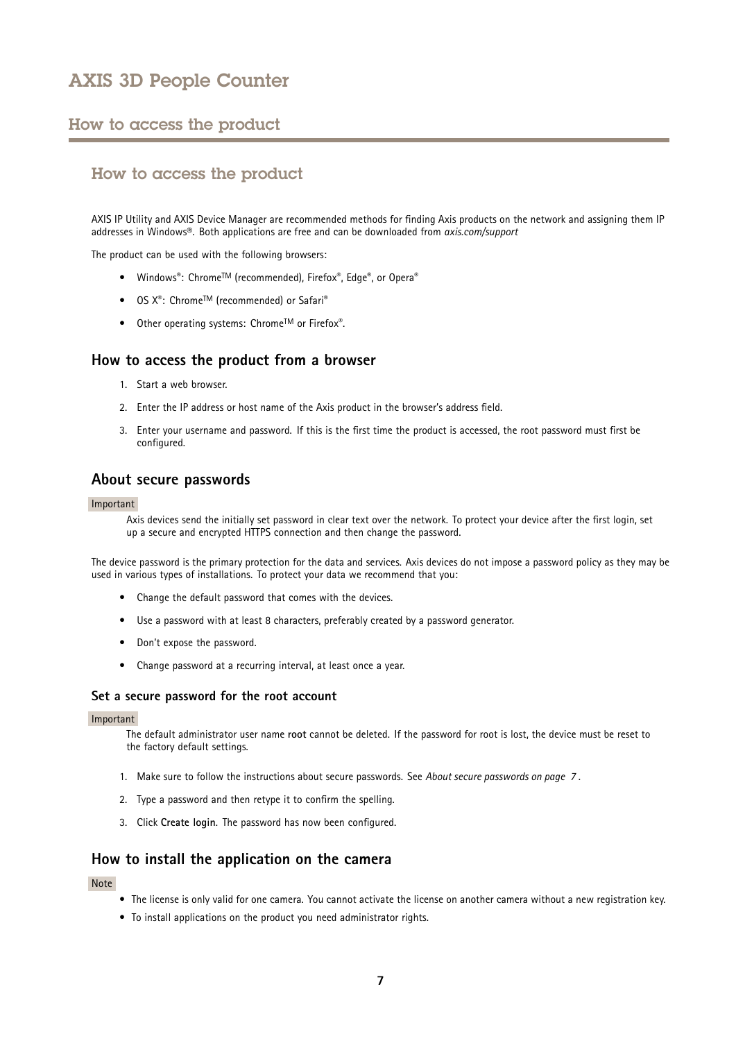## How to access the product

AXIS IP Utility and AXIS Device Manager are recommended methods for finding Axis products on the network and assigning them IP addresses in Windows®. Both applications are free and can be downloaded from *axis.com/support*

The product can be used with the following browsers:

- Windows®: Chrome™ (recommended), Firefox®, Edge®, or Opera®
- OS X®: Chrome™ (recommended) or Safari®
- Other operating systems: Chrome™ or Firefox®.

### How to access the product from a browser

1. Start a web browser.
2. Enter the IP address or host name of the Axis product in the browser's address field.
3. Enter your username and password. If this is the first time the product is accessed, the root password must first be configured.

### About secure passwords

Important

Axis devices send the initially set password in clear text over the network. To protect your device after the first login, set up a secure and encrypted HTTPS connection and then change the password.

The device password is the primary protection for the data and services. Axis devices do not impose a password policy as they may be used in various types of installations. To protect your data we recommend that you:

- Change the default password that comes with the devices.
- Use a password with at least 8 characters, preferably created by a password generator.
- Don't expose the password.
- Change password at a recurring interval, at least once a year.

#### Set a secure password for the root account

Important

The default administrator user name **root** cannot be deleted. If the password for root is lost, the device must be reset to the factory default settings.

1. Make sure to follow the instructions about secure passwords. See *About secure passwords on page 7* .
2. Type a password and then retype it to confirm the spelling.
3. Click **Create login**. The password has now been configured.

### How to install the application on the camera

Note

- The license is only valid for one camera. You cannot activate the license on another camera without a new registration key.
- To install applications on the product you need administrator rights.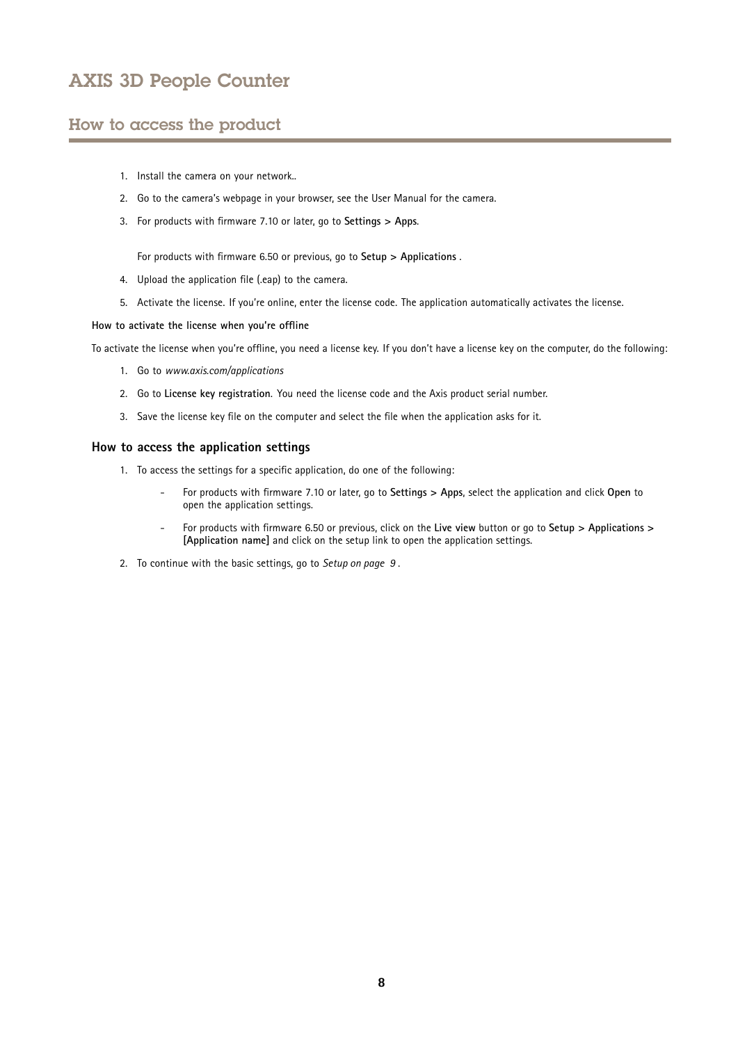## How to access the product

1. Install the camera on your network..
2. Go to the camera's webpage in your browser, see the User Manual for the camera.
3. For products with firmware 7.10 or later, go to **Settings > Apps**.

   For products with firmware 6.50 or previous, go to **Setup > Applications** .
4. Upload the application file (.eap) to the camera.
5. Activate the license. If you're online, enter the license code. The application automatically activates the license.

**How to activate the license when you're offline**

To activate the license when you're offline, you need a license key. If you don't have a license key on the computer, do the following:

1. Go to *www.axis.com/applications*
2. Go to **License key registration**. You need the license code and the Axis product serial number.
3. Save the license key file on the computer and select the file when the application asks for it.

### How to access the application settings

1. To access the settings for a specific application, do one of the following:
   - For products with firmware 7.10 or later, go to **Settings > Apps**, select the application and click **Open** to open the application settings.
   - For products with firmware 6.50 or previous, click on the **Live view** button or go to **Setup > Applications > [Application name]** and click on the setup link to open the application settings.
2. To continue with the basic settings, go to *Setup on page 9* .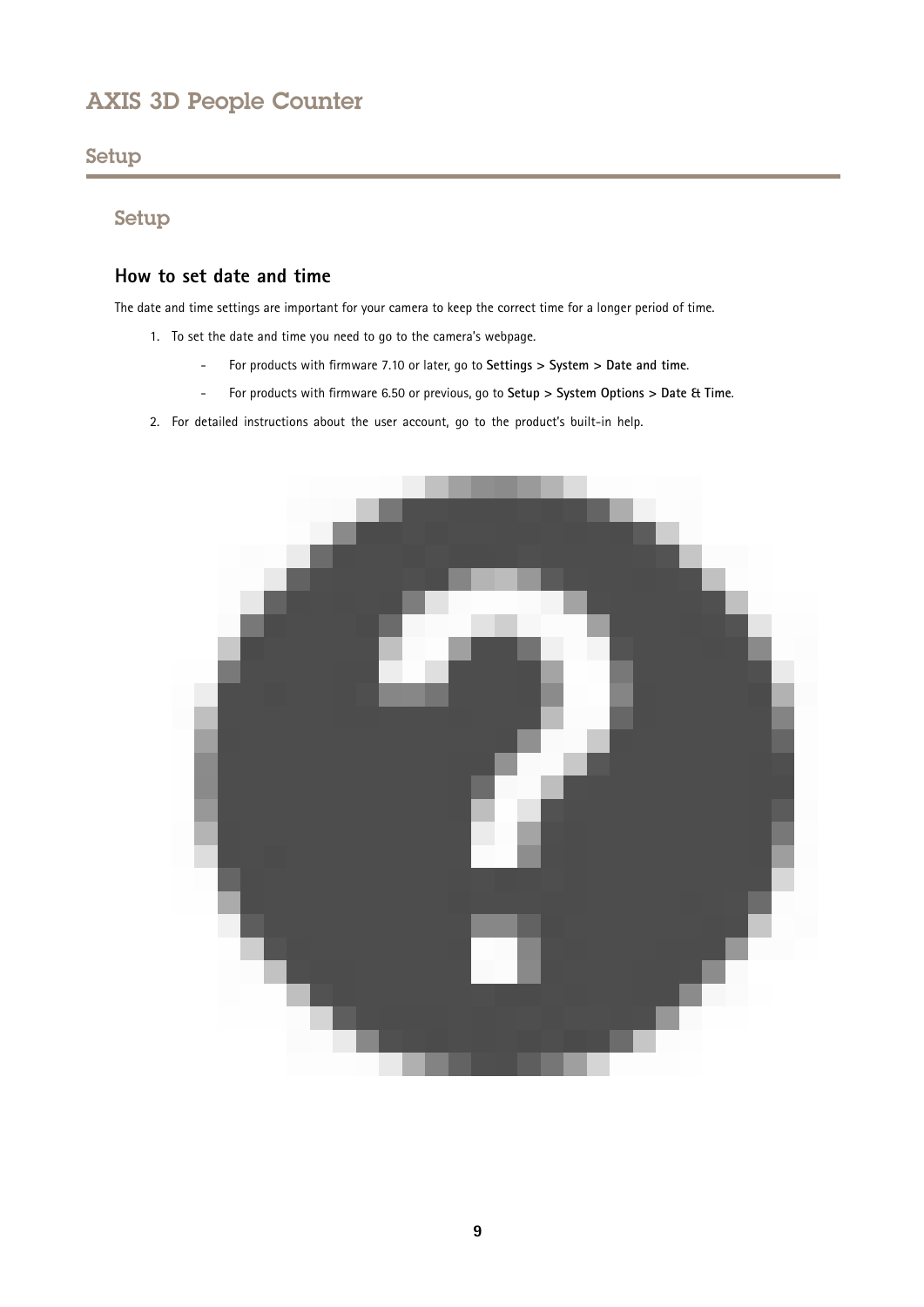## Setup

### How to set date and time

The date and time settings are important for your camera to keep the correct time for a longer period of time.

1. To set the date and time you need to go to the camera's webpage.
   - For products with firmware 7.10 or later, go to **Settings > System > Date and time**.
   - For products with firmware 6.50 or previous, go to **Setup > System Options > Date & Time**.
2. For detailed instructions about the user account, go to the product's built-in help.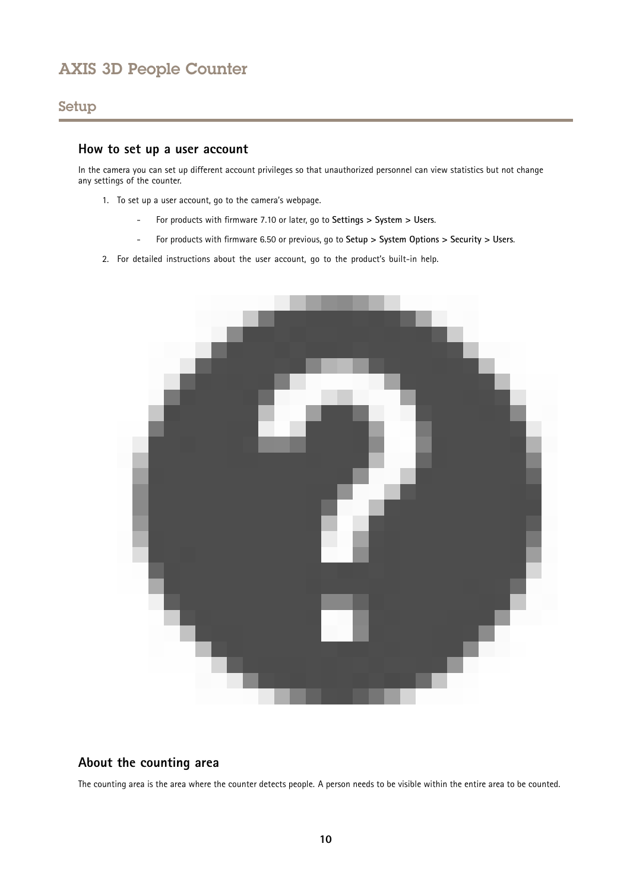## How to set up a user account

In the camera you can set up different account privileges so that unauthorized personnel can view statistics but not change any settings of the counter.

1. To set up a user account, go to the camera's webpage.
   - For products with firmware 7.10 or later, go to **Settings > System > Users**.
   - For products with firmware 6.50 or previous, go to **Setup > System Options > Security > Users**.
2. For detailed instructions about the user account, go to the product's built-in help.

## About the counting area

The counting area is the area where the counter detects people. A person needs to be visible within the entire area to be counted.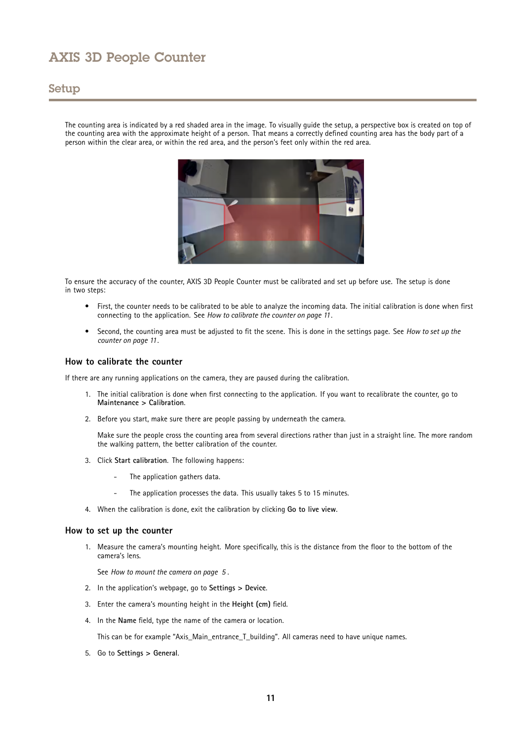The counting area is indicated by a red shaded area in the image. To visually guide the setup, a perspective box is created on top of the counting area with the approximate height of a person. That means a correctly defined counting area has the body part of a person within the clear area, or within the red area, and the person's feet only within the red area.

To ensure the accuracy of the counter, AXIS 3D People Counter must be calibrated and set up before use. The setup is done in two steps:

- First, the counter needs to be calibrated to be able to analyze the incoming data. The initial calibration is done when first connecting to the application. See *How to calibrate the counter on page 11*.
- Second, the counting area must be adjusted to fit the scene. This is done in the settings page. See *How to set up the counter on page 11*.

### How to calibrate the counter

If there are any running applications on the camera, they are paused during the calibration.

1. The initial calibration is done when first connecting to the application. If you want to recalibrate the counter, go to **Maintenance > Calibration**.
2. Before you start, make sure there are people passing by underneath the camera.

   Make sure the people cross the counting area from several directions rather than just in a straight line. The more random the walking pattern, the better calibration of the counter.
3. Click **Start calibration**. The following happens:
   - The application gathers data.
   - The application processes the data. This usually takes 5 to 15 minutes.
4. When the calibration is done, exit the calibration by clicking **Go to live view**.

### How to set up the counter

1. Measure the camera's mounting height. More specifically, this is the distance from the floor to the bottom of the camera's lens.

   See *How to mount the camera on page 5*.
2. In the application's webpage, go to **Settings > Device**.
3. Enter the camera's mounting height in the **Height (cm)** field.
4. In the **Name** field, type the name of the camera or location.

   This can be for example "Axis_Main_entrance_T_building". All cameras need to have unique names.
5. Go to **Settings > General**.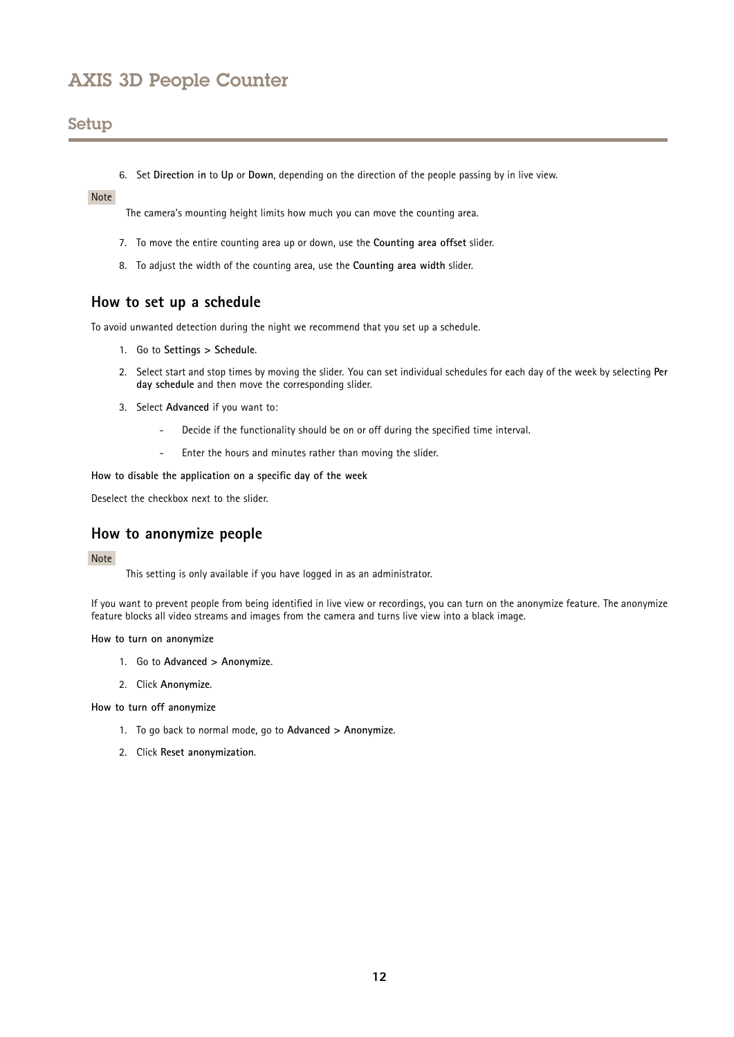6. Set **Direction in** to **Up** or **Down**, depending on the direction of the people passing by in live view.

Note

The camera's mounting height limits how much you can move the counting area.

7. To move the entire counting area up or down, use the **Counting area offset** slider.
8. To adjust the width of the counting area, use the **Counting area width** slider.

### How to set up a schedule

To avoid unwanted detection during the night we recommend that you set up a schedule.

1. Go to **Settings > Schedule**.
2. Select start and stop times by moving the slider. You can set individual schedules for each day of the week by selecting **Per day schedule** and then move the corresponding slider.
3. Select **Advanced** if you want to:
   - Decide if the functionality should be on or off during the specified time interval.
   - Enter the hours and minutes rather than moving the slider.

#### How to disable the application on a specific day of the week

Deselect the checkbox next to the slider.

### How to anonymize people

Note

This setting is only available if you have logged in as an administrator.

If you want to prevent people from being identified in live view or recordings, you can turn on the anonymize feature. The anonymize feature blocks all video streams and images from the camera and turns live view into a black image.

#### How to turn on anonymize

1. Go to **Advanced > Anonymize**.
2. Click **Anonymize**.

#### How to turn off anonymize

1. To go back to normal mode, go to **Advanced > Anonymize**.
2. Click **Reset anonymization**.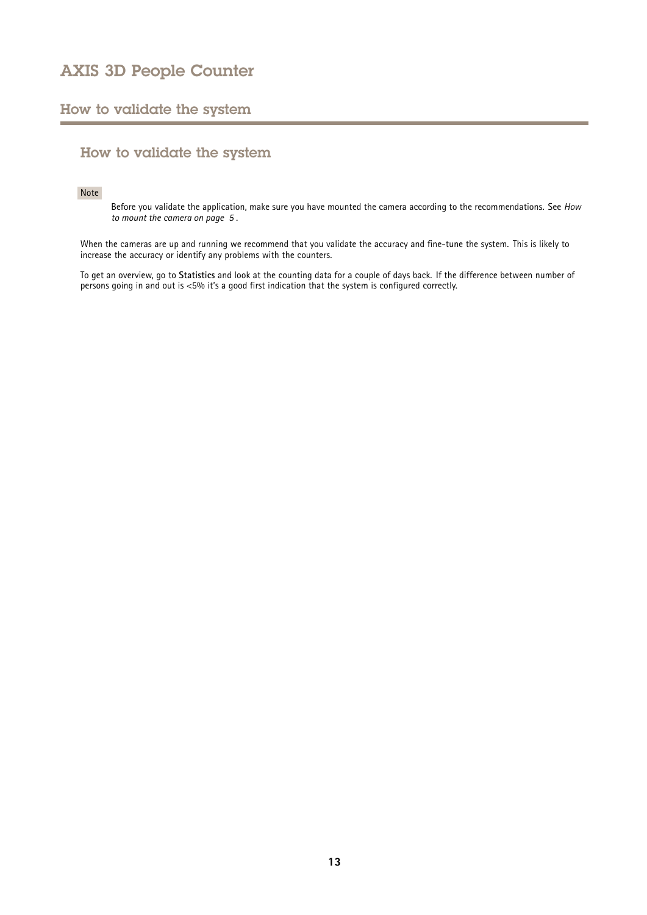## How to validate the system

Note

Before you validate the application, make sure you have mounted the camera according to the recommendations. See *How to mount the camera on page 5* .

When the cameras are up and running we recommend that you validate the accuracy and fine-tune the system. This is likely to increase the accuracy or identify any problems with the counters.

To get an overview, go to **Statistics** and look at the counting data for a couple of days back. If the difference between number of persons going in and out is <5% it's a good first indication that the system is configured correctly.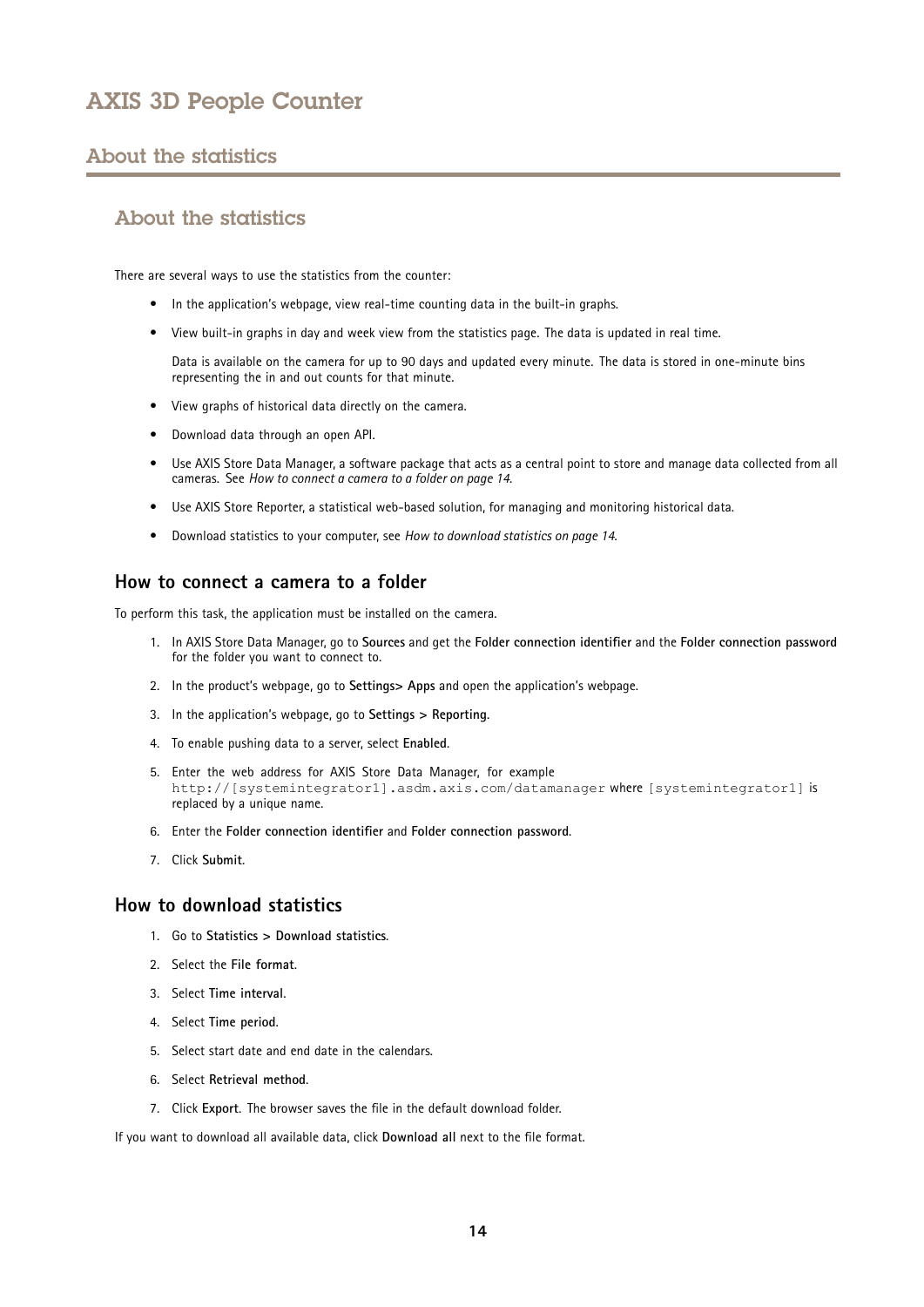# AXIS 3D People Counter

## About the statistics

### About the statistics

There are several ways to use the statistics from the counter:

- In the application's webpage, view real-time counting data in the built-in graphs.
- View built-in graphs in day and week view from the statistics page. The data is updated in real time.

  Data is available on the camera for up to 90 days and updated every minute. The data is stored in one-minute bins representing the in and out counts for that minute.
- View graphs of historical data directly on the camera.
- Download data through an open API.
- Use AXIS Store Data Manager, a software package that acts as a central point to store and manage data collected from all cameras. See *How to connect a camera to a folder on page 14*.
- Use AXIS Store Reporter, a statistical web-based solution, for managing and monitoring historical data.
- Download statistics to your computer, see *How to download statistics on page 14*.

### How to connect a camera to a folder

To perform this task, the application must be installed on the camera.

1. In AXIS Store Data Manager, go to **Sources** and get the **Folder connection identifier** and the **Folder connection password** for the folder you want to connect to.
2. In the product's webpage, go to **Settings> Apps** and open the application's webpage.
3. In the application's webpage, go to **Settings > Reporting**.
4. To enable pushing data to a server, select **Enabled**.
5. Enter the web address for AXIS Store Data Manager, for example `http://[systemintegrator1].asdm.axis.com/datamanager` where `[systemintegrator1]` is replaced by a unique name.
6. Enter the **Folder connection identifier** and **Folder connection password**.
7. Click **Submit**.

### How to download statistics

1. Go to **Statistics > Download statistics**.
2. Select the **File format**.
3. Select **Time interval**.
4. Select **Time period**.
5. Select start date and end date in the calendars.
6. Select **Retrieval method**.
7. Click **Export**. The browser saves the file in the default download folder.

If you want to download all available data, click **Download all** next to the file format.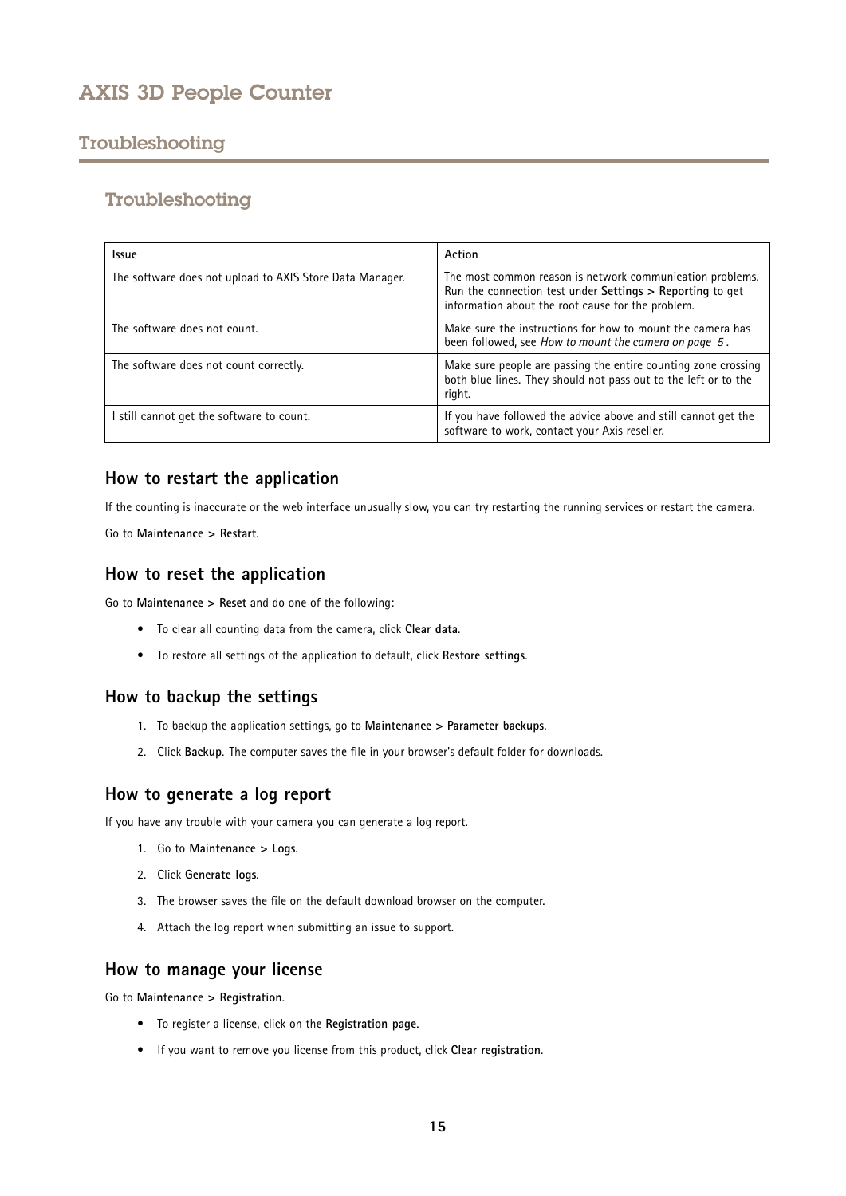## Troubleshooting

| Issue | Action |
| --- | --- |
| The software does not upload to AXIS Store Data Manager. | The most common reason is network communication problems. Run the connection test under **Settings > Reporting** to get information about the root cause for the problem. |
| The software does not count. | Make sure the instructions for how to mount the camera has been followed, see *How to mount the camera on page 5*. |
| The software does not count correctly. | Make sure people are passing the entire counting zone crossing both blue lines. They should not pass out to the left or to the right. |
| I still cannot get the software to count. | If you have followed the advice above and still cannot get the software to work, contact your Axis reseller. |

### How to restart the application

If the counting is inaccurate or the web interface unusually slow, you can try restarting the running services or restart the camera.

Go to **Maintenance > Restart**.

### How to reset the application

Go to **Maintenance > Reset** and do one of the following:

- To clear all counting data from the camera, click **Clear data**.
- To restore all settings of the application to default, click **Restore settings**.

### How to backup the settings

1. To backup the application settings, go to **Maintenance > Parameter backups**.
2. Click **Backup**. The computer saves the file in your browser's default folder for downloads.

### How to generate a log report

If you have any trouble with your camera you can generate a log report.

1. Go to **Maintenance > Logs**.
2. Click **Generate logs**.
3. The browser saves the file on the default download browser on the computer.
4. Attach the log report when submitting an issue to support.

### How to manage your license

Go to **Maintenance > Registration**.

- To register a license, click on the **Registration page**.
- If you want to remove you license from this product, click **Clear registration**.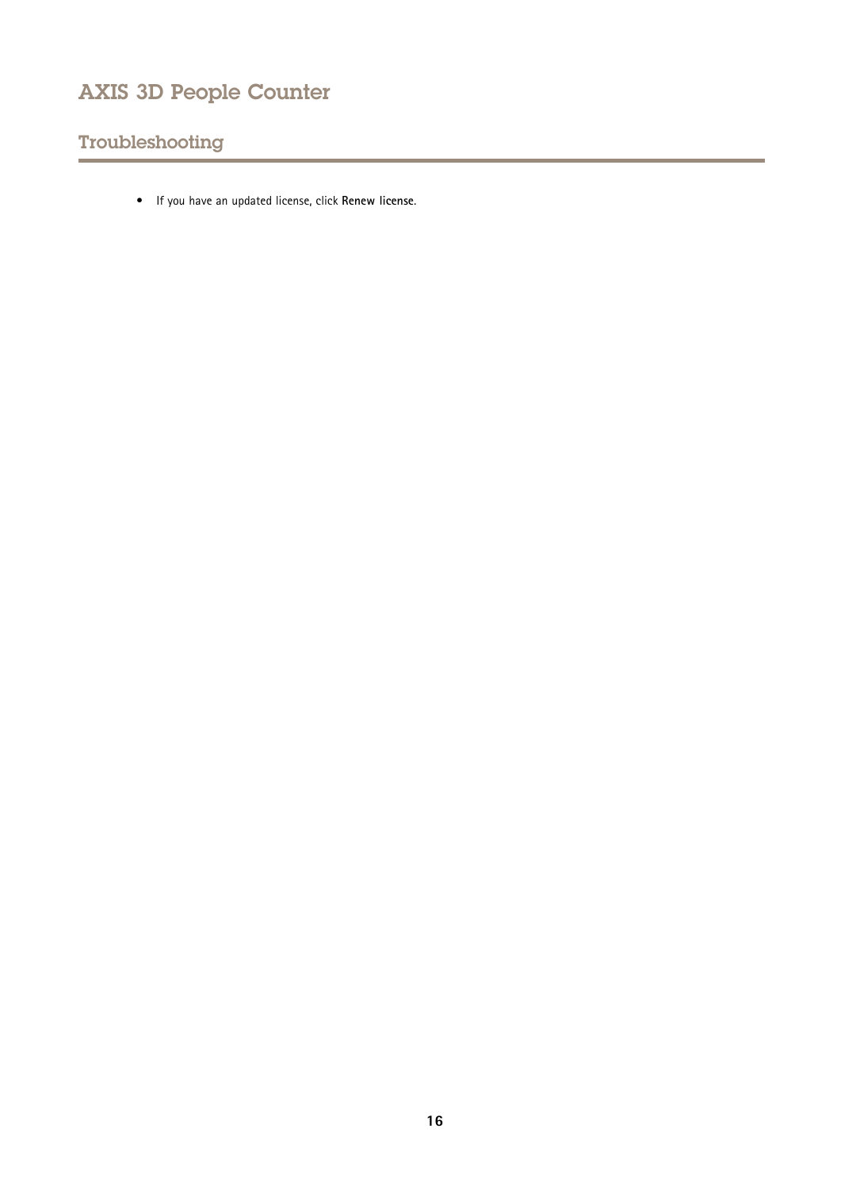## Troubleshooting

- If you have an updated license, click **Renew license**.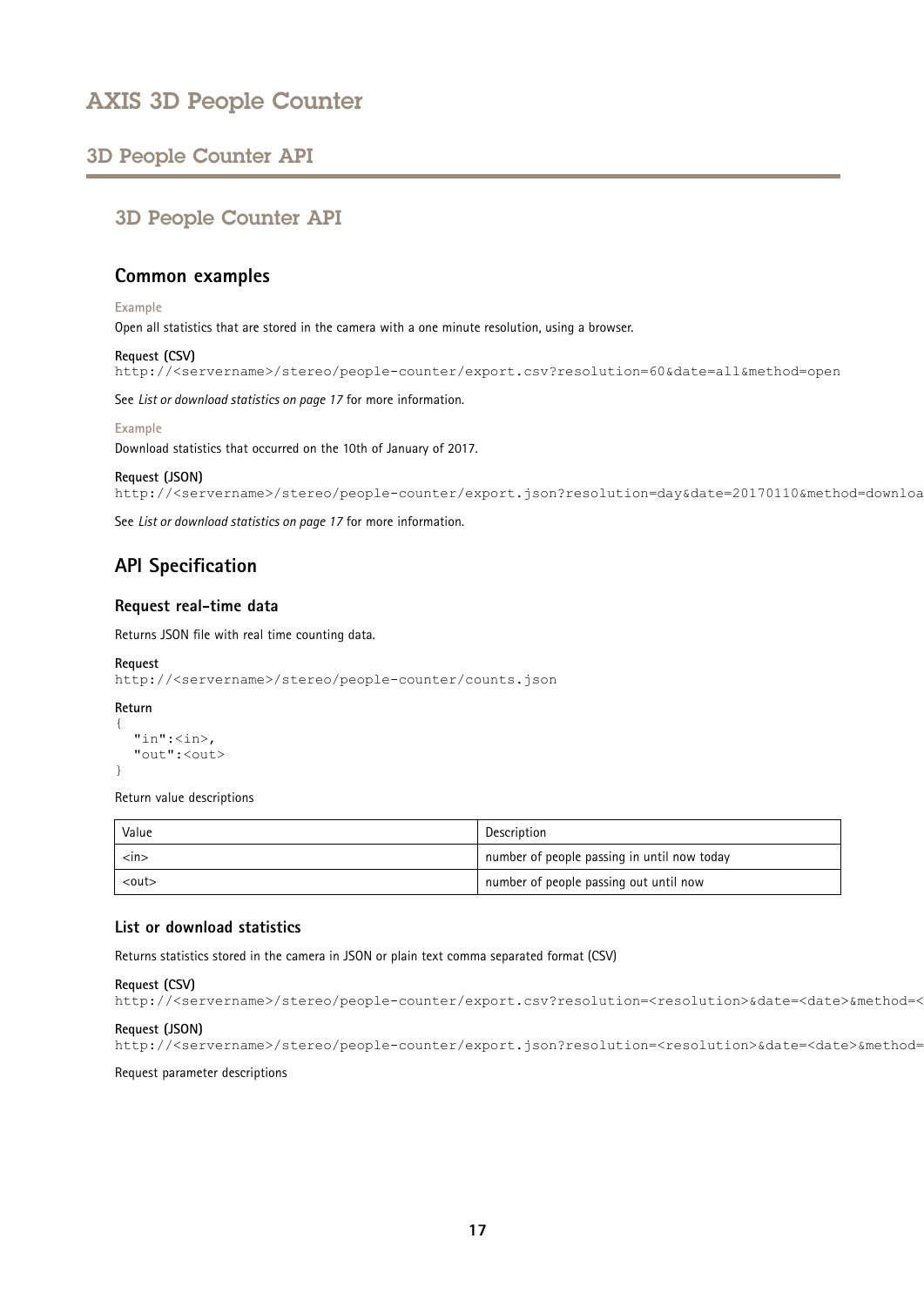# AXIS 3D People Counter

## 3D People Counter API

### 3D People Counter API

#### Common examples

Example

Open all statistics that are stored in the camera with a one minute resolution, using a browser.

**Request (CSV)**

```
http://<servername>/stereo/people-counter/export.csv?resolution=60&date=all&method=open
```

See *List or download statistics on page 17* for more information.

Example

Download statistics that occurred on the 10th of January of 2017.

**Request (JSON)**

```
http://<servername>/stereo/people-counter/export.json?resolution=day&date=20170110&method=downloa
```

See *List or download statistics on page 17* for more information.

#### API Specification

##### Request real-time data

Returns JSON file with real time counting data.

**Request**

```
http://<servername>/stereo/people-counter/counts.json
```

**Return**

```
{
  "in":<in>,
  "out":<out>
}
```

Return value descriptions

| Value | Description |
| --- | --- |
| <in> | number of people passing in until now today |
| <out> | number of people passing out until now |

##### List or download statistics

Returns statistics stored in the camera in JSON or plain text comma separated format (CSV)

**Request (CSV)**

```
http://<servername>/stereo/people-counter/export.csv?resolution=<resolution>&date=<date>&method=<
```

**Request (JSON)**

```
http://<servername>/stereo/people-counter/export.json?resolution=<resolution>&date=<date>&method=
```

Request parameter descriptions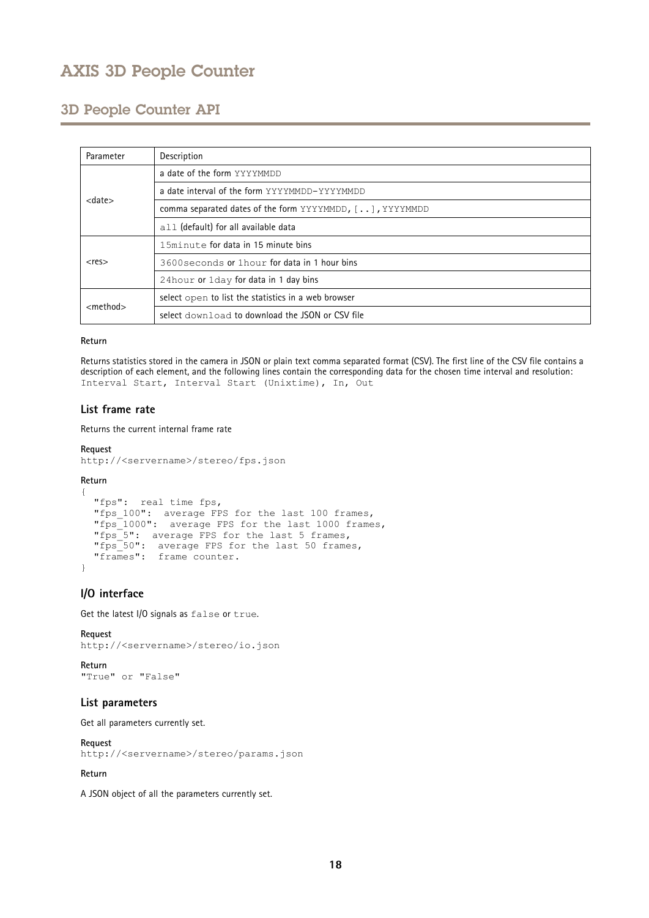| Parameter | Description |
|---|---|
| <date> | a date of the form YYYYMMDD |
| | a date interval of the form YYYYMMDD-YYYYMMDD |
| | comma separated dates of the form YYYYMMDD, [..], YYYYMMDD |
| | all (default) for all available data |
| <res> | 15minute for data in 15 minute bins |
| | 3600seconds or 1hour for data in 1 hour bins |
| | 24hour or 1day for data in 1 day bins |
| <method> | select open to list the statistics in a web browser |
| | select download to download the JSON or CSV file |

**Return**

Returns statistics stored in the camera in JSON or plain text comma separated format (CSV). The first line of the CSV file contains a description of each element, and the following lines contain the corresponding data for the chosen time interval and resolution: `Interval Start, Interval Start (Unixtime), In, Out`

### List frame rate

Returns the current internal frame rate

**Request**

```
http://<servername>/stereo/fps.json
```

**Return**

```
{
  "fps":  real time fps,
  "fps_100":  average FPS for the last 100 frames,
  "fps_1000":  average FPS for the last 1000 frames,
  "fps_5":  average FPS for the last 5 frames,
  "fps_50":  average FPS for the last 50 frames,
  "frames":  frame counter.
}
```

### I/O interface

Get the latest I/O signals as `false` or `true`.

**Request**

```
http://<servername>/stereo/io.json
```

**Return**

```
"True" or "False"
```

### List parameters

Get all parameters currently set.

**Request**

```
http://<servername>/stereo/params.json
```

**Return**

A JSON object of all the parameters currently set.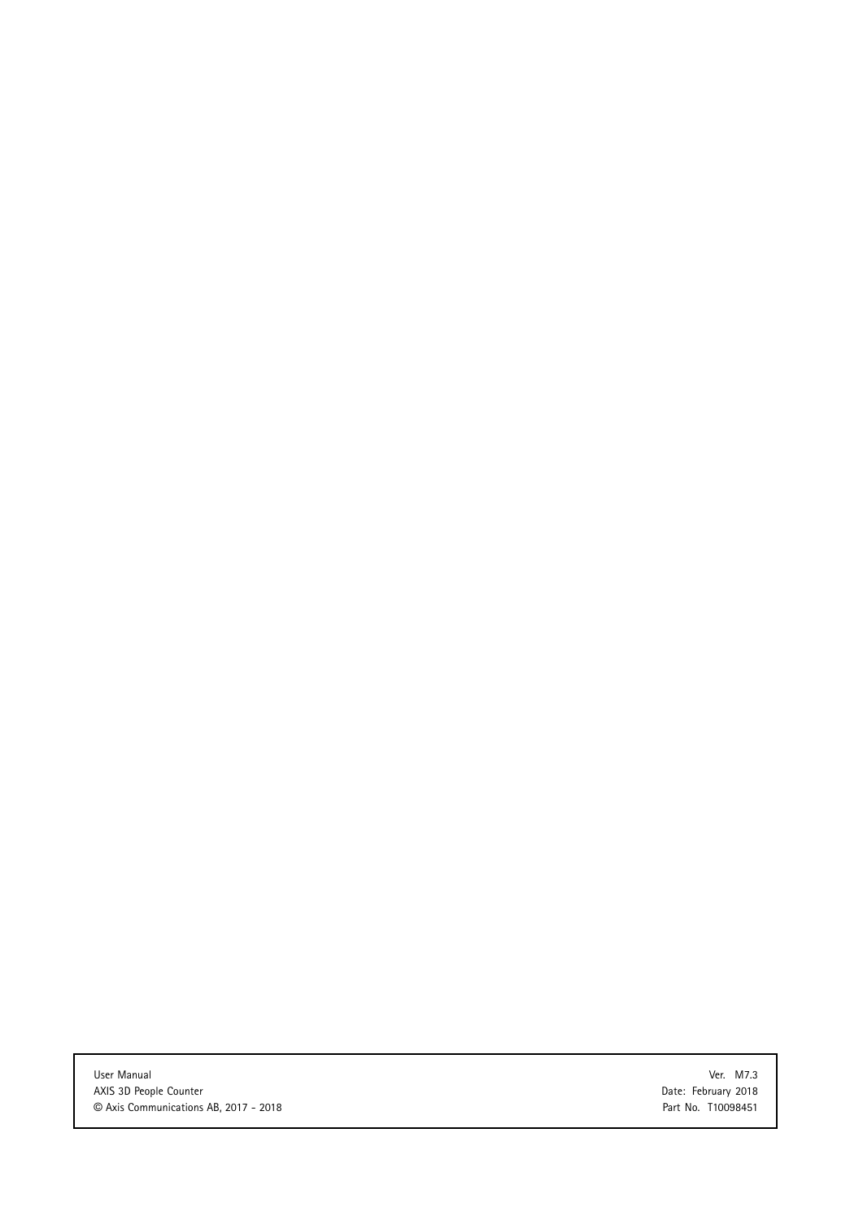| | |
|---|---|
| User Manual | Ver. M7.3 |
| AXIS 3D People Counter | Date: February 2018 |
| © Axis Communications AB, 2017 - 2018 | Part No. T10098451 |